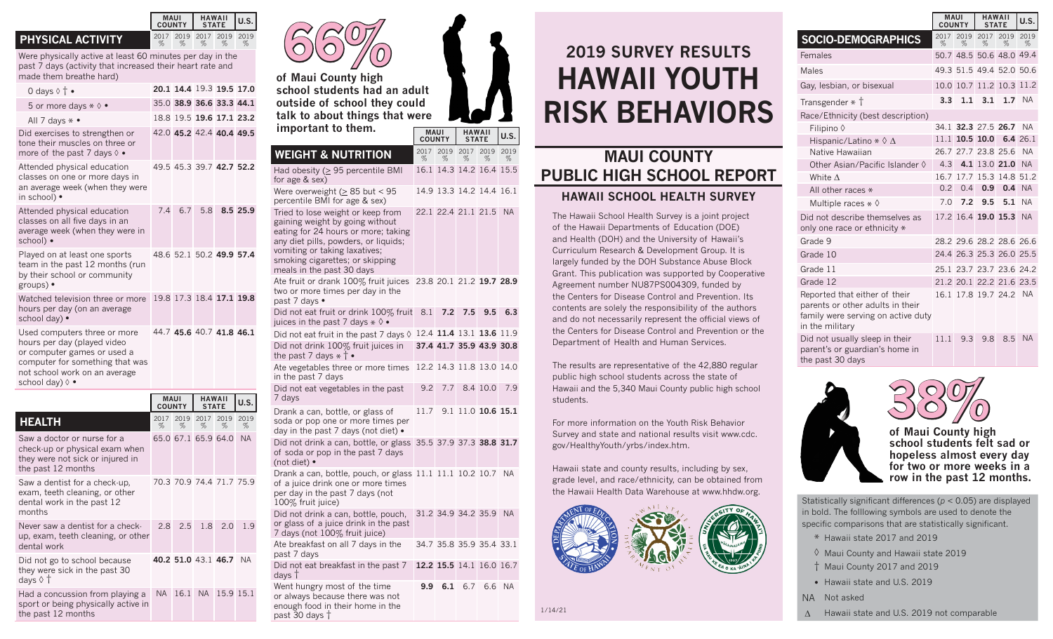# 2019 SURVEY RESULTS HAWAII YOUTH RISK BEHAVIORS

## MAUI COUNTY PUBLIC HIGH SCHOOL REPORT

### HAWAII SCHOOL HEALTH SURVEY

The Hawaii School Health Survey is a joint project of the Hawaii Departments of Education (DOE) and Health (DOH) and the University of Hawaii's Curriculum Research & Development Group. It is largely funded by the DOH Substance Abuse Block Grant. This publication was supported by Cooperative Agreement number NU87PS004309, funded by the Centers for Disease Control and Prevention. Its contents are solely the responsibility of the authors and do not necessarily represent the official views of the Centers for Disease Control and Prevention or the Department of Health and Human Services.

The results are representative of the 42,880 regular public high school students across the state of Hawaii and the 5,340 Maui County public high school students.

For more information on the Youth Risk Behavior Survey and state and national results visit www.cdc.gov/HealthyYouth/yrbs/index.htm.

Hawaii state and county results, including by sex, grade level, and race/ethnicity, can be obtained from the Hawaii Health Data Warehouse at www.hhdw.org.

1/14/21

## PHYSICAL ACTIVITY

| PHYSICAL ACTIVITY | MAUI COUNTY 2017 % | MAUI COUNTY 2019 % | HAWAII STATE 2017 % | HAWAII STATE 2019 % | U.S. 2019 % |
|---|---|---|---|---|---|
| Were physically active at least 60 minutes per day in the past 7 days (activity that increased their heart rate and made them breathe hard) | | | | | |
| 0 days ◊ † • | **20.1** | **14.4** | 19.3 | **19.5** | **17.0** |
| 5 or more days * ◊ • | 35.0 | **38.9** | **36.6** | **33.3** | **44.1** |
| All 7 days * • | 18.8 | 19.5 | **19.6** | **17.1** | **23.2** |
| Did exercises to strengthen or tone their muscles on three or more of the past 7 days ◊ • | 42.0 | **45.2** | 42.4 | **40.4** | **49.5** |
| Attended physical education classes on one or more days in an average week (when they were in school) • | 49.5 | 45.3 | 39.7 | **42.7** | **52.2** |
| Attended physical education classes on all five days in an average week (when they were in school) • | 7.4 | 6.7 | 5.8 | **8.5** | **25.9** |
| Played on at least one sports team in the past 12 months (run by their school or community groups) • | 48.6 | 52.1 | 50.2 | **49.9** | **57.4** |
| Watched television three or more hours per day (on an average school day) • | 19.8 | 17.3 | 18.4 | **17.1** | **19.8** |
| Used computers three or more hours per day (played video or computer games or used a computer for something that was not school work on an average school day) ◊ • | 44.7 | **45.6** | 40.7 | **41.8** | **46.1** |

## HEALTH

| HEALTH | MAUI COUNTY 2017 % | MAUI COUNTY 2019 % | HAWAII STATE 2017 % | HAWAII STATE 2019 % | U.S. 2019 % |
|---|---|---|---|---|---|
| Saw a doctor or nurse for a check-up or physical exam when they were not sick or injured in the past 12 months | 65.0 | 67.1 | 65.9 | 64.0 | NA |
| Saw a dentist for a check-up, exam, teeth cleaning, or other dental work in the past 12 months | 70.3 | 70.9 | 74.4 | 71.7 | 75.9 |
| Never saw a dentist for a check-up, exam, teeth cleaning, or other dental work | 2.8 | 2.5 | 1.8 | 2.0 | 1.9 |
| Did not go to school because they were sick in the past 30 days ◊ † | **40.2** | **51.0** | 43.1 | **46.7** | NA |
| Had a concussion from playing a sport or being physically active in the past 12 months | NA | 16.1 | NA | 15.9 | 15.1 |

**66%** of Maui County high school students had an adult outside of school they could talk to about things that were important to them.

## WEIGHT & NUTRITION

| WEIGHT & NUTRITION | MAUI COUNTY 2017 % | MAUI COUNTY 2019 % | HAWAII STATE 2017 % | HAWAII STATE 2019 % | U.S. 2019 % |
|---|---|---|---|---|---|
| Had obesity (≥ 95 percentile BMI for age & sex) | 16.1 | 14.3 | 14.2 | 16.4 | 15.5 |
| Were overweight (≥ 85 but < 95 percentile BMI for age & sex) | 14.9 | 13.3 | 14.2 | 14.4 | 16.1 |
| Tried to lose weight or keep from gaining weight by going without eating for 24 hours or more; taking any diet pills, powders, or liquids; vomiting or taking laxatives; smoking cigarettes; or skipping meals in the past 30 days | 22.1 | 22.4 | 21.1 | 21.5 | NA |
| Ate fruit or drank 100% fruit juices two or more times per day in the past 7 days • | 23.8 | 20.1 | 21.2 | **19.7** | **28.9** |
| Did not eat fruit or drink 100% fruit juices in the past 7 days * ◊ • | 8.1 | **7.2** | **7.5** | **9.5** | **6.3** |
| Did not eat fruit in the past 7 days ◊ | 12.4 | **11.4** | 13.1 | **13.6** | 11.9 |
| Did not drink 100% fruit juices in the past 7 days * † • | **37.4** | **41.7** | **35.9** | **43.9** | **30.8** |
| Ate vegetables three or more times in the past 7 days | 12.2 | 14.3 | 11.8 | 13.0 | 14.0 |
| Did not eat vegetables in the past 7 days | 9.2 | 7.7 | 8.4 | 10.0 | 7.9 |
| Drank a can, bottle, or glass of soda or pop one or more times per day in the past 7 days (not diet) • | 11.7 | 9.1 | 11.0 | **10.6** | **15.1** |
| Did not drink a can, bottle, or glass of soda or pop in the past 7 days (not diet) • | 35.5 | 37.9 | 37.3 | **38.8** | **31.7** |
| Drank a can, bottle, pouch, or glass of a juice drink one or more times per day in the past 7 days (not 100% fruit juice) | 11.1 | 11.1 | 10.2 | 10.7 | NA |
| Did not drink a can, bottle, pouch, or glass of a juice drink in the past 7 days (not 100% fruit juice) | 31.2 | 34.9 | 34.2 | 35.9 | NA |
| Ate breakfast on all 7 days in the past 7 days | 34.7 | 35.8 | 35.9 | 35.4 | 33.1 |
| Did not eat breakfast in the past 7 days † | **12.2** | **15.5** | 14.1 | 16.0 | 16.7 |
| Went hungry most of the time or always because there was not enough food in their home in the past 30 days † | **9.9** | **6.1** | 6.7 | 6.6 | NA |

## SOCIO-DEMOGRAPHICS

| SOCIO-DEMOGRAPHICS | MAUI COUNTY 2017 % | MAUI COUNTY 2019 % | HAWAII STATE 2017 % | HAWAII STATE 2019 % | U.S. 2019 % |
|---|---|---|---|---|---|
| Females | 50.7 | 48.5 | 50.6 | 48.0 | 49.4 |
| Males | 49.3 | 51.5 | 49.4 | 52.0 | 50.6 |
| Gay, lesbian, or bisexual | 10.0 | 10.7 | 11.2 | 10.3 | 11.2 |
| Transgender * † | **3.3** | **1.1** | **3.1** | **1.7** | NA |
| Race/Ethnicity (best description) | | | | | |
| Filipino ◊ | 34.1 | **32.3** | 27.5 | **26.7** | NA |
| Hispanic/Latino * ◊ Δ | 11.1 | **10.5** | **10.0** | **6.4** | 26.1 |
| Native Hawaiian | 26.7 | 27.7 | 23.8 | 25.6 | NA |
| Other Asian/Pacific Islander ◊ | 4.3 | **4.1** | 13.0 | **21.0** | NA |
| White Δ | 16.7 | 17.7 | 15.3 | 14.8 | 51.2 |
| All other races * | 0.2 | 0.4 | **0.9** | **0.4** | NA |
| Multiple races * ◊ | 7.0 | **7.2** | **9.5** | **5.1** | NA |
| Did not describe themselves as only one race or ethnicity * | 17.2 | 16.4 | **19.0** | **15.3** | NA |
| Grade 9 | 28.2 | 29.6 | 28.2 | 28.6 | 26.6 |
| Grade 10 | 24.4 | 26.3 | 25.3 | 26.0 | 25.5 |
| Grade 11 | 25.1 | 23.7 | 23.7 | 23.6 | 24.2 |
| Grade 12 | 21.2 | 20.1 | 22.2 | 21.6 | 23.5 |
| Reported that either of their parents or other adults in their family were serving on active duty in the military | 16.1 | 17.8 | 19.7 | 24.2 | NA |
| Did not usually sleep in their parent's or guardian's home in the past 30 days | 11.1 | 9.3 | 9.8 | 8.5 | NA |

**38%** of Maui County high school students felt sad or hopeless almost every day for two or more weeks in a row in the past 12 months.

Statistically significant differences ($p < 0.05$) are displayed in bold. The folllowing symbols are used to denote the specific comparisons that are statistically significant.

- \* Hawaii state 2017 and 2019
- ◊ Maui County and Hawaii state 2019
- † Maui County 2017 and 2019
- • Hawaii state and U.S. 2019
- NA Not asked
- Δ Hawaii state and U.S. 2019 not comparable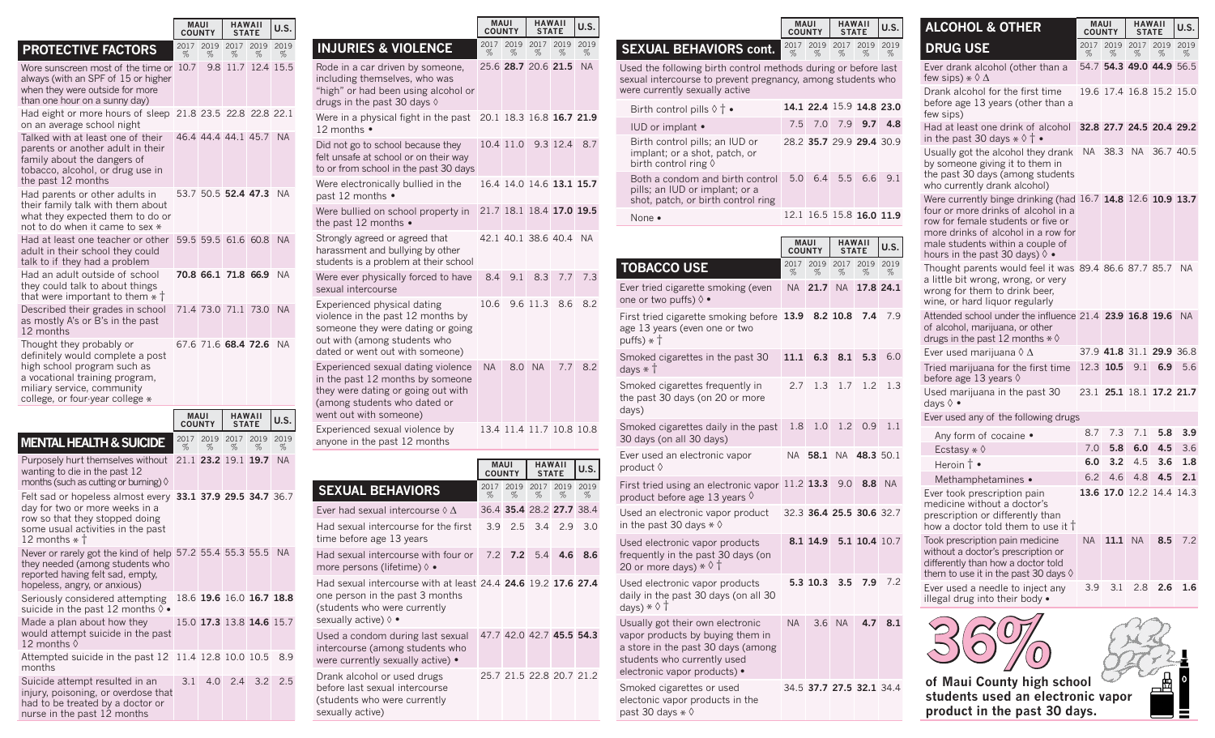## PROTECTIVE FACTORS

| | MAUI COUNTY 2017 % | MAUI COUNTY 2019 % | HAWAII STATE 2017 % | HAWAII STATE 2019 % | U.S. 2019 % |
|---|---|---|---|---|---|
| Wore sunscreen most of the time or always (with an SPF of 15 or higher when they were outside for more than one hour on a sunny day) | 10.7 | 9.8 | 11.7 | 12.4 | 15.5 |
| Had eight or more hours of sleep on an average school night | 21.8 | 23.5 | 22.8 | 22.8 | 22.1 |
| Talked with at least one of their parents or another adult in their family about the dangers of tobacco, alcohol, or drug use in the past 12 months | 46.4 | 44.4 | 44.1 | 45.7 | NA |
| Had parents or other adults in their family talk with them about what they expected them to do or not to do when it came to sex * | 53.7 | 50.5 | **52.4** | **47.3** | NA |
| Had at least one teacher or other adult in their school they could talk to if they had a problem | 59.5 | 59.5 | 61.6 | 60.8 | NA |
| Had an adult outside of school they could talk to about things that were important to them * † | **70.8** | **66.1** | **71.8** | **66.9** | NA |
| Described their grades in school as mostly A's or B's in the past 12 months | 71.4 | 73.0 | 71.1 | 73.0 | NA |
| Thought they probably or definitely would complete a post high school program such as a vocational training program, miliary service, community college, or four-year college * | 67.6 | 71.6 | **68.4** | **72.6** | NA |

## MENTAL HEALTH & SUICIDE

| | MAUI COUNTY 2017 % | MAUI COUNTY 2019 % | HAWAII STATE 2017 % | HAWAII STATE 2019 % | U.S. 2019 % |
|---|---|---|---|---|---|
| Purposely hurt themselves without wanting to die in the past 12 months (such as cutting or burning) ◊ | 21.1 | **23.2** | 19.1 | **19.7** | NA |
| Felt sad or hopeless almost every day for two or more weeks in a row so that they stopped doing some usual activities in the past 12 months * † | **33.1** | **37.9** | **29.5** | **34.7** | 36.7 |
| Never or rarely got the kind of help they needed (among students who reported having felt sad, empty, hopeless, angry, or anxious) | 57.2 | 55.4 | 55.3 | 55.5 | NA |
| Seriously considered attempting suicide in the past 12 months ◊ • | 18.6 | **19.6** | 16.0 | **16.7** | **18.8** |
| Made a plan about how they would attempt suicide in the past 12 months ◊ | 15.0 | **17.3** | 13.8 | **14.6** | 15.7 |
| Attempted suicide in the past 12 months | 11.4 | 12.8 | 10.0 | 10.5 | 8.9 |
| Suicide attempt resulted in an injury, poisoning, or overdose that had to be treated by a doctor or nurse in the past 12 months | 3.1 | 4.0 | 2.4 | 3.2 | 2.5 |

## INJURIES & VIOLENCE

| | MAUI COUNTY 2017 % | MAUI COUNTY 2019 % | HAWAII STATE 2017 % | HAWAII STATE 2019 % | U.S. 2019 % |
|---|---|---|---|---|---|
| Rode in a car driven by someone, including themselves, who was "high" or had been using alcohol or drugs in the past 30 days ◊ | 25.6 | **28.7** | 20.6 | **21.5** | NA |
| Were in a physical fight in the past 12 months • | 20.1 | 18.3 | 16.8 | **16.7** | **21.9** |
| Did not go to school because they felt unsafe at school or on their way to or from school in the past 30 days | 10.4 | 11.0 | 9.3 | 12.4 | 8.7 |
| Were electronically bullied in the past 12 months • | 16.4 | 14.0 | 14.6 | **13.1** | **15.7** |
| Were bullied on school property in the past 12 months • | 21.7 | 18.1 | 18.4 | **17.0** | **19.5** |
| Strongly agreed or agreed that harassment and bullying by other students is a problem at their school | 42.1 | 40.1 | 38.6 | 40.4 | NA |
| Were ever physically forced to have sexual intercourse | 8.4 | 9.1 | 8.3 | 7.7 | 7.3 |
| Experienced physical dating violence in the past 12 months by someone they were dating or going out with (among students who dated or went out with someone) | 10.6 | 9.6 | 11.3 | 8.6 | 8.2 |
| Experienced sexual dating violence in the past 12 months by someone they were dating or going out with (among students who dated or went out with someone) | NA | 8.0 | NA | 7.7 | 8.2 |
| Experienced sexual violence by anyone in the past 12 months | 13.4 | 11.4 | 11.7 | 10.8 | 10.8 |

## SEXUAL BEHAVIORS

| | MAUI COUNTY 2017 % | MAUI COUNTY 2019 % | HAWAII STATE 2017 % | HAWAII STATE 2019 % | U.S. 2019 % |
|---|---|---|---|---|---|
| Ever had sexual intercourse ◊ Δ | 36.4 | **35.4** | 28.2 | **27.7** | **38.4** |
| Had sexual intercourse for the first time before age 13 years | 3.9 | 2.5 | 3.4 | 2.9 | 3.0 |
| Had sexual intercourse with four or more persons (lifetime) ◊ • | 7.2 | **7.2** | 5.4 | **4.6** | **8.6** |
| Had sexual intercourse with at least one person in the past 3 months (students who were currently sexually active) ◊ • | 24.4 | **24.6** | 19.2 | **17.6** | **27.4** |
| Used a condom during last sexual intercourse (among students who were currently sexually active) • | 47.7 | 42.0 | 42.7 | **45.5** | **54.3** |
| Drank alcohol or used drugs before last sexual intercourse (students who were currently sexually active) | 25.7 | 21.5 | 22.8 | 20.7 | 21.2 |

## SEXUAL BEHAVIORS cont.

Used the following birth control methods during or before last sexual intercourse to prevent pregnancy, among students who were currently sexually active

| | MAUI COUNTY 2017 % | MAUI COUNTY 2019 % | HAWAII STATE 2017 % | HAWAII STATE 2019 % | U.S. 2019 % |
|---|---|---|---|---|---|
| Birth control pills ◊ † • | **14.1** | **22.4** | 15.9 | **14.8** | **23.0** |
| IUD or implant • | 7.5 | 7.0 | 7.9 | **9.7** | **4.8** |
| Birth control pills; an IUD or implant; or a shot, patch, or birth control ring ◊ | 28.2 | **35.7** | 29.9 | **29.4** | 30.9 |
| Both a condom and birth control pills; an IUD or implant; or a shot, patch, or birth control ring | 5.0 | 6.4 | 5.5 | 6.6 | 9.1 |
| None • | 12.1 | 16.5 | 15.8 | **16.0** | **11.9** |

## TOBACCO USE

| | MAUI COUNTY 2017 % | MAUI COUNTY 2019 % | HAWAII STATE 2017 % | HAWAII STATE 2019 % | U.S. 2019 % |
|---|---|---|---|---|---|
| Ever tried cigarette smoking (even one or two puffs) ◊ • | NA | **21.7** | NA | **17.8** | **24.1** |
| First tried cigarette smoking before age 13 years (even one or two puffs) * † | **13.9** | **8.2** | **10.8** | **7.4** | 7.9 |
| Smoked cigarettes in the past 30 days * † | **11.1** | **6.3** | **8.1** | **5.3** | 6.0 |
| Smoked cigarettes frequently in the past 30 days (on 20 or more days) | 2.7 | 1.3 | 1.7 | 1.2 | 1.3 |
| Smoked cigarettes daily in the past 30 days (on all 30 days) | 1.8 | 1.0 | 1.2 | 0.9 | 1.1 |
| Ever used an electronic vapor product ◊ | NA | **58.1** | NA | **48.3** | 50.1 |
| First tried using an electronic vapor product before age 13 years ◊ | 11.2 | **13.3** | 9.0 | **8.8** | NA |
| Used an electronic vapor product in the past 30 days * ◊ | 32.3 | **36.4** | **25.5** | **30.6** | 32.7 |
| Used electronic vapor products frequently in the past 30 days (on 20 or more days) * ◊ † | **8.1** | **14.9** | **5.1** | **10.4** | 10.7 |
| Used electronic vapor products daily in the past 30 days (on all 30 days) * ◊ † | **5.3** | **10.3** | **3.5** | **7.9** | 7.2 |
| Usually got their own electronic vapor products by buying them in a store in the past 30 days (among students who currently used electronic vapor products) • | NA | 3.6 | NA | **4.7** | **8.1** |
| Smoked cigarettes or used electonic vapor products in the past 30 days * ◊ | 34.5 | **37.7** | **27.5** | **32.1** | 34.4 |

## ALCOHOL & OTHER DRUG USE

| | MAUI COUNTY 2017 % | MAUI COUNTY 2019 % | HAWAII STATE 2017 % | HAWAII STATE 2019 % | U.S. 2019 % |
|---|---|---|---|---|---|
| Ever drank alcohol (other than a few sips) * ◊ Δ | 54.7 | **54.3** | **49.0** | **44.9** | 56.5 |
| Drank alcohol for the first time before age 13 years (other than a few sips) | 19.6 | 17.4 | 16.8 | 15.2 | 15.0 |
| Had at least one drink of alcohol in the past 30 days * ◊ † • | **32.8** | **27.7** | **24.5** | **20.4** | **29.2** |
| Usually got the alcohol they drank by someone giving it to them in the past 30 days (among students who currently drank alcohol) | NA | 38.3 | NA | 36.7 | 40.5 |
| Were currently binge drinking (had four or more drinks of alcohol in a row for female students or five or more drinks of alcohol in a row for male students within a couple of hours in the past 30 days) ◊ • | 16.7 | **14.8** | 12.6 | **10.9** | **13.7** |
| Thought parents would feel it was a little bit wrong, wrong, or very wrong for them to drink beer, wine, or hard liquor regularly | 89.4 | 86.6 | 87.7 | 85.7 | NA |
| Attended school under the influence of alcohol, marijuana, or other drugs in the past 12 months * ◊ | 21.4 | **23.9** | **16.8** | **19.6** | NA |
| Ever used marijuana ◊ Δ | 37.9 | **41.8** | 31.1 | **29.9** | 36.8 |
| Tried marijuana for the first time before age 13 years ◊ | 12.3 | **10.5** | 9.1 | **6.9** | 5.6 |
| Used marijuana in the past 30 days ◊ • | 23.1 | **25.1** | 18.1 | **17.2** | **21.7** |
| Ever used any of the following drugs | | | | | |
| Any form of cocaine • | 8.7 | 7.3 | 7.1 | **5.8** | **3.9** |
| Ecstasy * ◊ | 7.0 | **5.8** | **6.0** | **4.5** | 3.6 |
| Heroin † • | **6.0** | 3.2 | 4.5 | **3.6** | **1.8** |
| Methamphetamines • | 6.2 | 4.6 | 4.8 | **4.5** | **2.1** |
| Ever took prescription pain medicine without a doctor's prescription or differently than how a doctor told them to use it † | **13.6** | **17.0** | 12.2 | 14.4 | 14.3 |
| Took prescription pain medicine without a doctor's prescription or differently than how a doctor told them to use it in the past 30 days ◊ | NA | **11.1** | NA | **8.5** | 7.2 |
| Ever used a needle to inject any illegal drug into their body • | 3.9 | 3.1 | 2.8 | **2.6** | **1.6** |

**36%** of Maui County high school students used an electronic vapor product in the past 30 days.